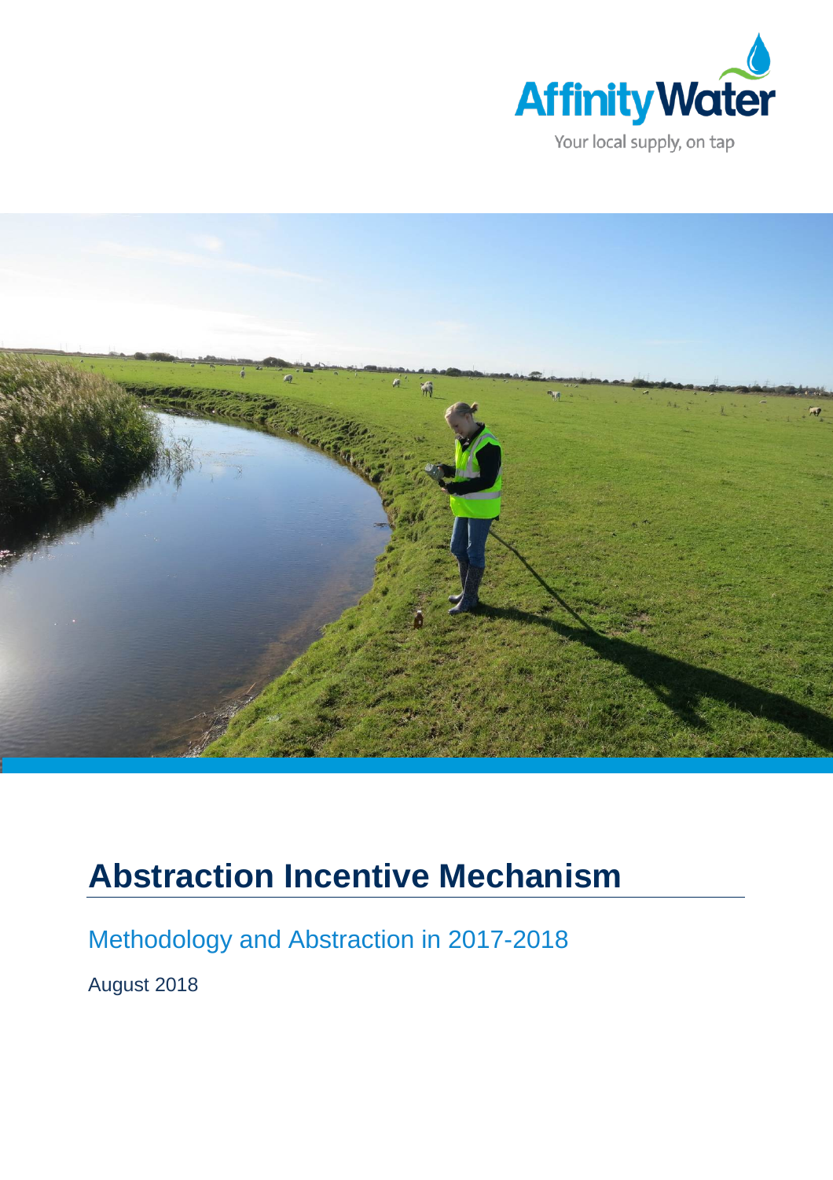Affinity Water

Your local supply, on tap

# Abstraction Incentive Mechanism

## Methodology and Abstraction in 2017-2018

August 2018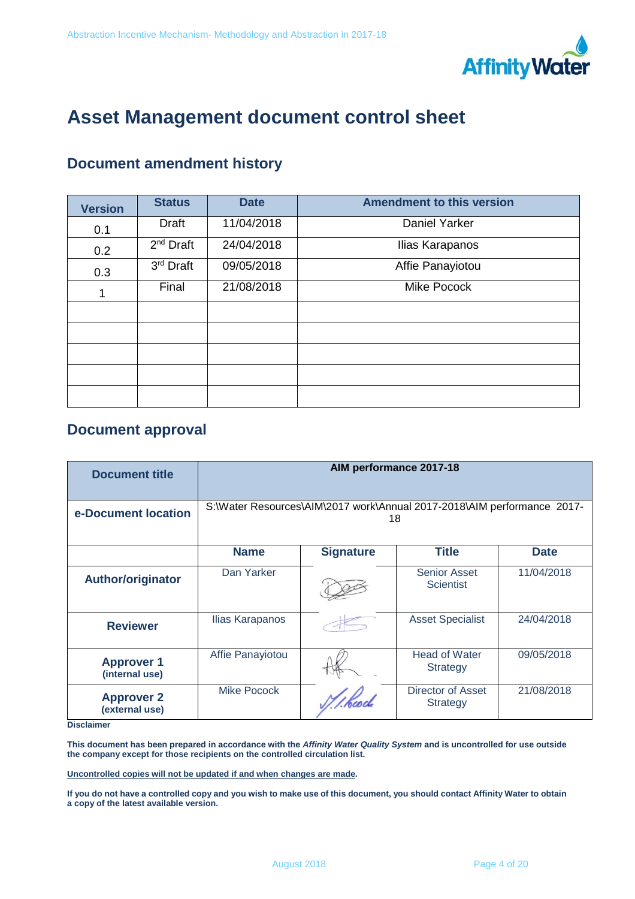# Asset Management document control sheet

## Document amendment history

| Version | Status | Date | Amendment to this version |
|---|---|---|---|
| 0.1 | Draft | 11/04/2018 | Daniel Yarker |
| 0.2 | 2nd Draft | 24/04/2018 | Ilias Karapanos |
| 0.3 | 3rd Draft | 09/05/2018 | Affie Panayiotou |
| 1 | Final | 21/08/2018 | Mike Pocock |
| | | | |
| | | | |
| | | | |
| | | | |
| | | | |

## Document approval

| Document title | AIM performance 2017-18 | | | |
|---|---|---|---|---|
| e-Document location | S:\Water Resources\AIM\2017 work\Annual 2017-2018\AIM performance 2017-18 | | | |
| | **Name** | **Signature** | **Title** | **Date** |
| **Author/originator** | Dan Yarker | | Senior Asset Scientist | 11/04/2018 |
| **Reviewer** | Ilias Karapanos | | Asset Specialist | 24/04/2018 |
| **Approver 1** (internal use) | Affie Panayiotou | | Head of Water Strategy | 09/05/2018 |
| **Approver 2** (external use) | Mike Pocock | | Director of Asset Strategy | 21/08/2018 |

**Disclaimer**

**This document has been prepared in accordance with the *Affinity Water Quality System* and is uncontrolled for use outside the company except for those recipients on the controlled circulation list.**

**Uncontrolled copies will not be updated if and when changes are made.**

**If you do not have a controlled copy and you wish to make use of this document, you should contact Affinity Water to obtain a copy of the latest available version.**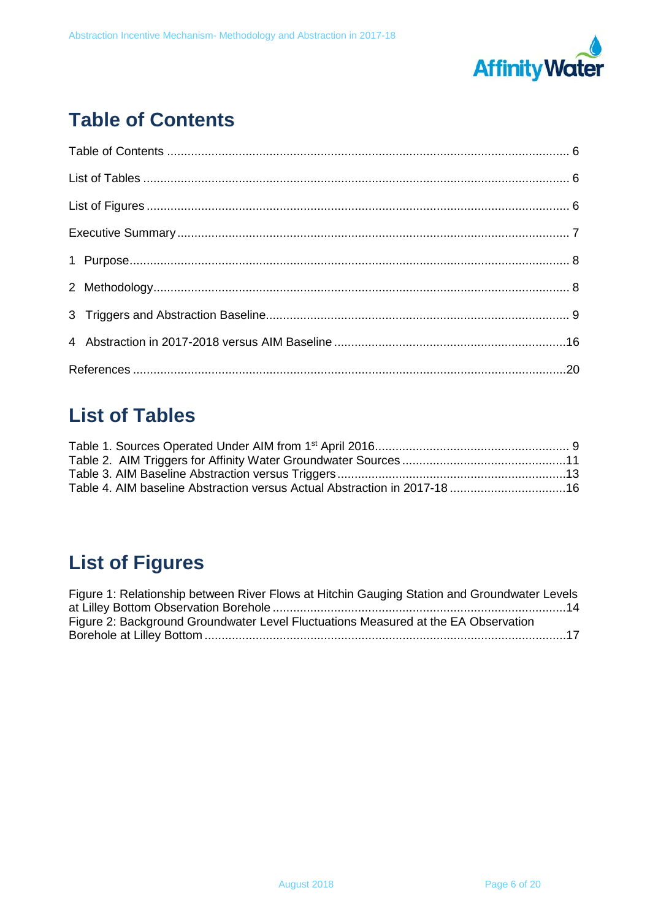# Table of Contents

Table of Contents ........................................................................................................................ 6

List of Tables ................................................................................................................................ 6

List of Figures .............................................................................................................................. 6

Executive Summary ..................................................................................................................... 7

1 Purpose........................................................................................................................................ 8

2 Methodology................................................................................................................................ 8

3 Triggers and Abstraction Baseline............................................................................................. 9

4 Abstraction in 2017-2018 versus AIM Baseline .....................................................................16

References ....................................................................................................................................20

# List of Tables

Table 1. Sources Operated Under AIM from 1st April 2016......................................................... 9
Table 2. AIM Triggers for Affinity Water Groundwater Sources ................................................11
Table 3. AIM Baseline Abstraction versus Triggers ...................................................................13
Table 4. AIM baseline Abstraction versus Actual Abstraction in 2017-18 ..................................16

# List of Figures

Figure 1: Relationship between River Flows at Hitchin Gauging Station and Groundwater Levels at Lilley Bottom Observation Borehole .....................................................................................14
Figure 2: Background Groundwater Level Fluctuations Measured at the EA Observation Borehole at Lilley Bottom .........................................................................................................17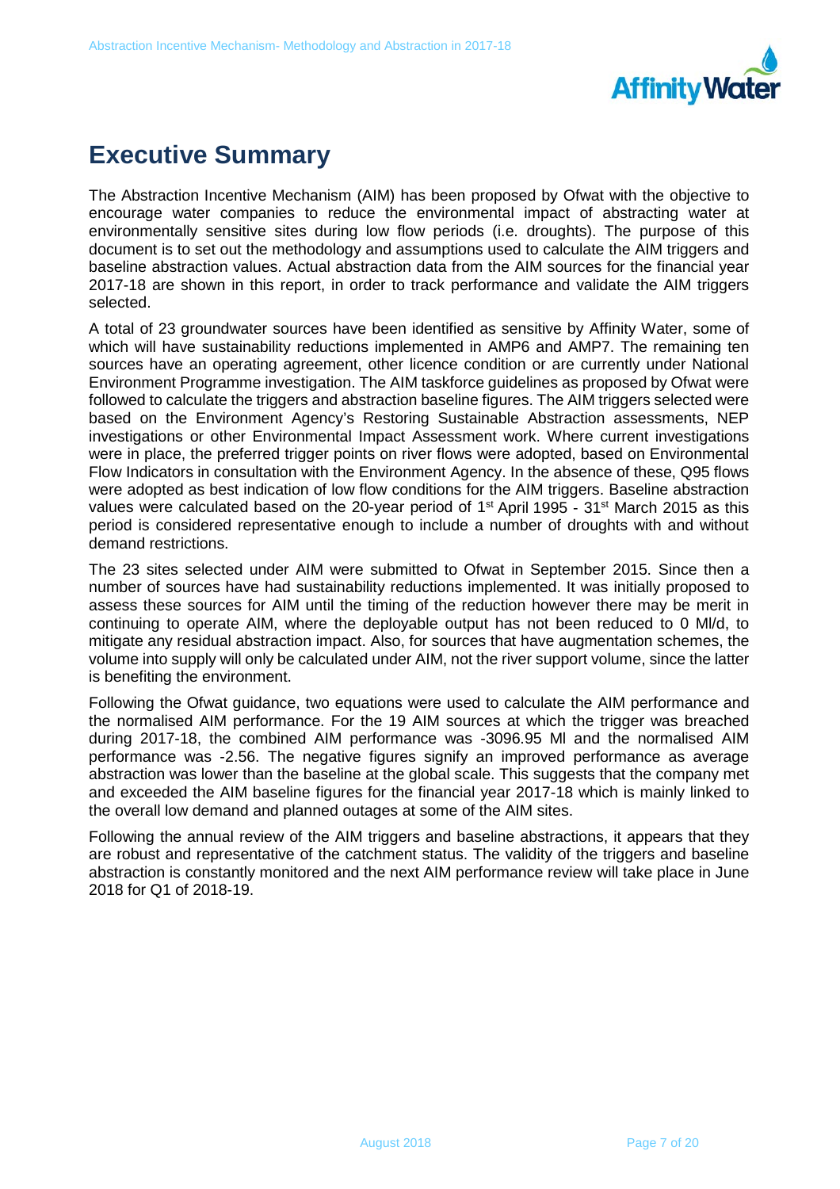# Executive Summary

The Abstraction Incentive Mechanism (AIM) has been proposed by Ofwat with the objective to encourage water companies to reduce the environmental impact of abstracting water at environmentally sensitive sites during low flow periods (i.e. droughts). The purpose of this document is to set out the methodology and assumptions used to calculate the AIM triggers and baseline abstraction values. Actual abstraction data from the AIM sources for the financial year 2017-18 are shown in this report, in order to track performance and validate the AIM triggers selected.

A total of 23 groundwater sources have been identified as sensitive by Affinity Water, some of which will have sustainability reductions implemented in AMP6 and AMP7. The remaining ten sources have an operating agreement, other licence condition or are currently under National Environment Programme investigation. The AIM taskforce guidelines as proposed by Ofwat were followed to calculate the triggers and abstraction baseline figures. The AIM triggers selected were based on the Environment Agency's Restoring Sustainable Abstraction assessments, NEP investigations or other Environmental Impact Assessment work. Where current investigations were in place, the preferred trigger points on river flows were adopted, based on Environmental Flow Indicators in consultation with the Environment Agency. In the absence of these, Q95 flows were adopted as best indication of low flow conditions for the AIM triggers. Baseline abstraction values were calculated based on the 20-year period of 1st April 1995 - 31st March 2015 as this period is considered representative enough to include a number of droughts with and without demand restrictions.

The 23 sites selected under AIM were submitted to Ofwat in September 2015. Since then a number of sources have had sustainability reductions implemented. It was initially proposed to assess these sources for AIM until the timing of the reduction however there may be merit in continuing to operate AIM, where the deployable output has not been reduced to 0 Ml/d, to mitigate any residual abstraction impact. Also, for sources that have augmentation schemes, the volume into supply will only be calculated under AIM, not the river support volume, since the latter is benefiting the environment.

Following the Ofwat guidance, two equations were used to calculate the AIM performance and the normalised AIM performance. For the 19 AIM sources at which the trigger was breached during 2017-18, the combined AIM performance was -3096.95 Ml and the normalised AIM performance was -2.56. The negative figures signify an improved performance as average abstraction was lower than the baseline at the global scale. This suggests that the company met and exceeded the AIM baseline figures for the financial year 2017-18 which is mainly linked to the overall low demand and planned outages at some of the AIM sites.

Following the annual review of the AIM triggers and baseline abstractions, it appears that they are robust and representative of the catchment status. The validity of the triggers and baseline abstraction is constantly monitored and the next AIM performance review will take place in June 2018 for Q1 of 2018-19.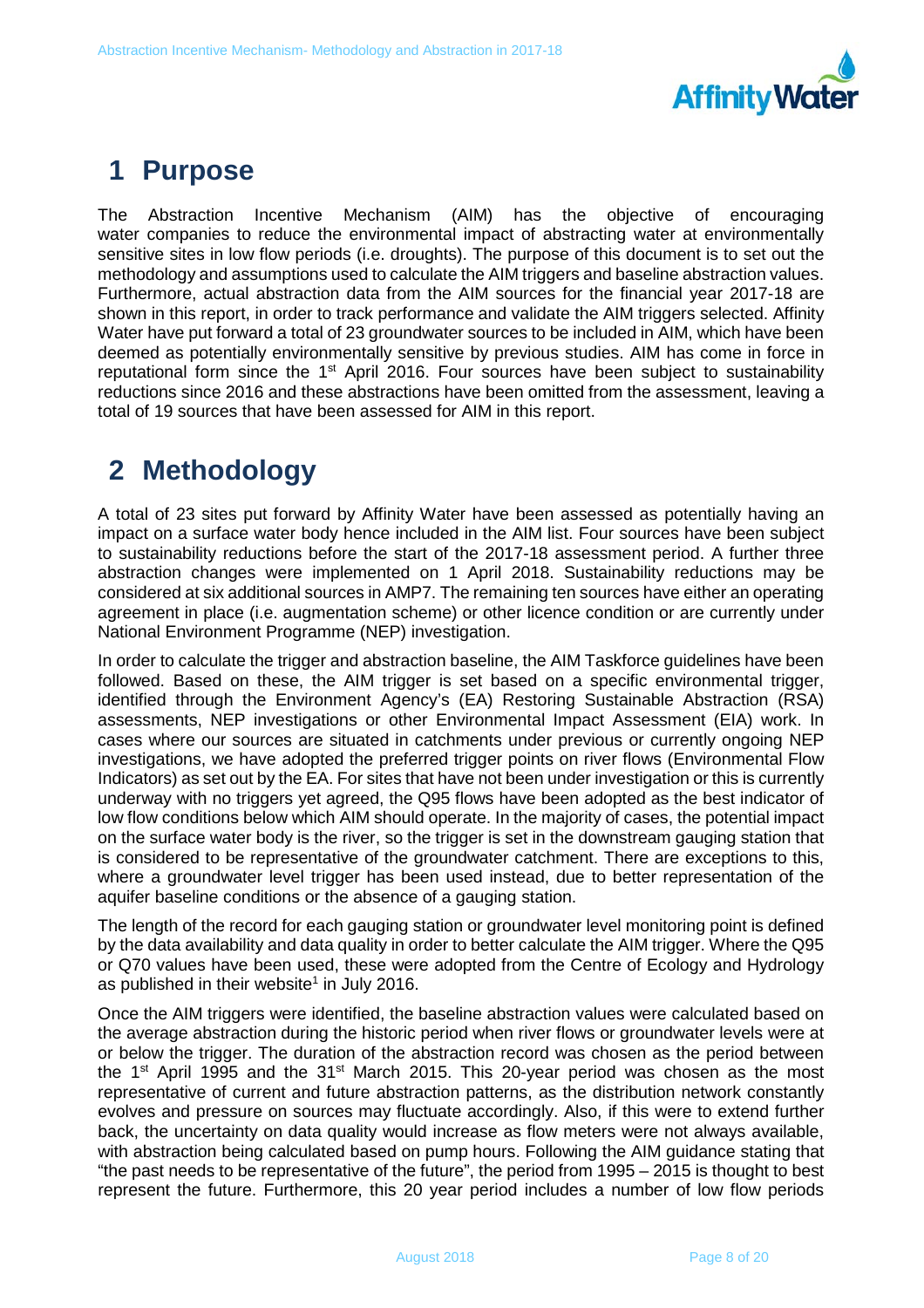# 1 Purpose

The Abstraction Incentive Mechanism (AIM) has the objective of encouraging water companies to reduce the environmental impact of abstracting water at environmentally sensitive sites in low flow periods (i.e. droughts). The purpose of this document is to set out the methodology and assumptions used to calculate the AIM triggers and baseline abstraction values. Furthermore, actual abstraction data from the AIM sources for the financial year 2017-18 are shown in this report, in order to track performance and validate the AIM triggers selected. Affinity Water have put forward a total of 23 groundwater sources to be included in AIM, which have been deemed as potentially environmentally sensitive by previous studies. AIM has come in force in reputational form since the 1st April 2016. Four sources have been subject to sustainability reductions since 2016 and these abstractions have been omitted from the assessment, leaving a total of 19 sources that have been assessed for AIM in this report.

# 2 Methodology

A total of 23 sites put forward by Affinity Water have been assessed as potentially having an impact on a surface water body hence included in the AIM list. Four sources have been subject to sustainability reductions before the start of the 2017-18 assessment period. A further three abstraction changes were implemented on 1 April 2018. Sustainability reductions may be considered at six additional sources in AMP7. The remaining ten sources have either an operating agreement in place (i.e. augmentation scheme) or other licence condition or are currently under National Environment Programme (NEP) investigation.

In order to calculate the trigger and abstraction baseline, the AIM Taskforce guidelines have been followed. Based on these, the AIM trigger is set based on a specific environmental trigger, identified through the Environment Agency's (EA) Restoring Sustainable Abstraction (RSA) assessments, NEP investigations or other Environmental Impact Assessment (EIA) work. In cases where our sources are situated in catchments under previous or currently ongoing NEP investigations, we have adopted the preferred trigger points on river flows (Environmental Flow Indicators) as set out by the EA. For sites that have not been under investigation or this is currently underway with no triggers yet agreed, the Q95 flows have been adopted as the best indicator of low flow conditions below which AIM should operate. In the majority of cases, the potential impact on the surface water body is the river, so the trigger is set in the downstream gauging station that is considered to be representative of the groundwater catchment. There are exceptions to this, where a groundwater level trigger has been used instead, due to better representation of the aquifer baseline conditions or the absence of a gauging station.

The length of the record for each gauging station or groundwater level monitoring point is defined by the data availability and data quality in order to better calculate the AIM trigger. Where the Q95 or Q70 values have been used, these were adopted from the Centre of Ecology and Hydrology as published in their website[1] in July 2016.

Once the AIM triggers were identified, the baseline abstraction values were calculated based on the average abstraction during the historic period when river flows or groundwater levels were at or below the trigger. The duration of the abstraction record was chosen as the period between the 1st April 1995 and the 31st March 2015. This 20-year period was chosen as the most representative of current and future abstraction patterns, as the distribution network constantly evolves and pressure on sources may fluctuate accordingly. Also, if this were to extend further back, the uncertainty on data quality would increase as flow meters were not always available, with abstraction being calculated based on pump hours. Following the AIM guidance stating that "the past needs to be representative of the future", the period from 1995 – 2015 is thought to best represent the future. Furthermore, this 20 year period includes a number of low flow periods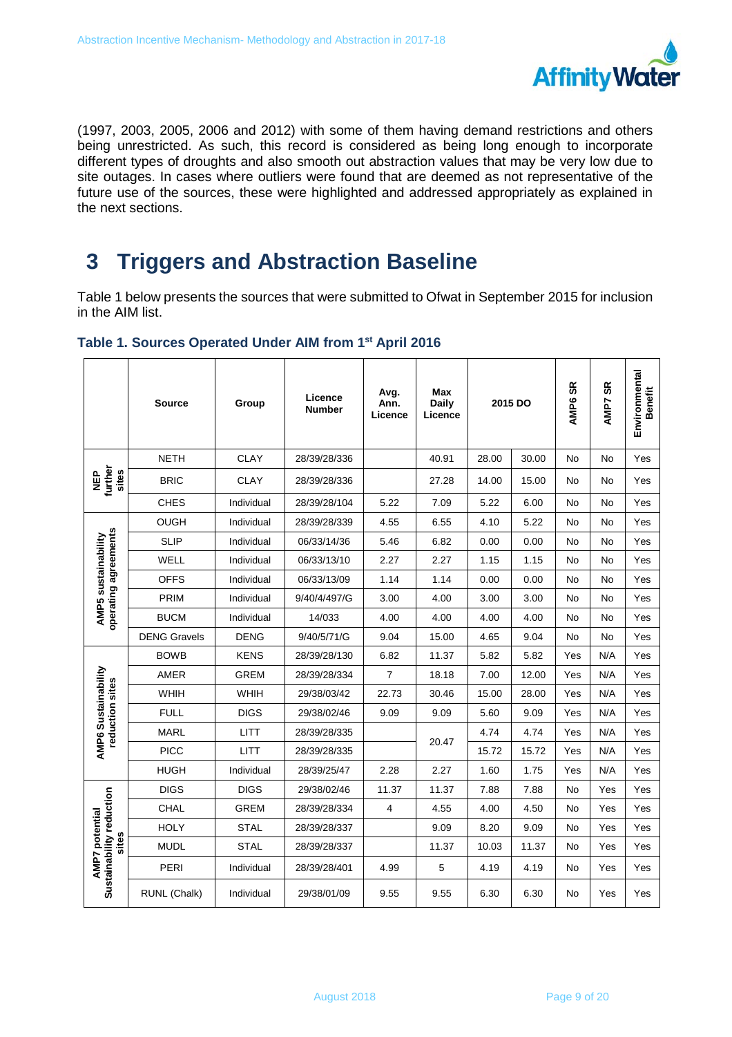(1997, 2003, 2005, 2006 and 2012) with some of them having demand restrictions and others being unrestricted. As such, this record is considered as being long enough to incorporate different types of droughts and also smooth out abstraction values that may be very low due to site outages. In cases where outliers were found that are deemed as not representative of the future use of the sources, these were highlighted and addressed appropriately as explained in the next sections.

# 3 Triggers and Abstraction Baseline

Table 1 below presents the sources that were submitted to Ofwat in September 2015 for inclusion in the AIM list.

**Table 1. Sources Operated Under AIM from 1st April 2016**

| | Source | Group | Licence Number | Avg. Ann. Licence | Max Daily Licence | 2015 DO | | AMP6 SR | AMP7 SR | Environmental Benefit |
|---|---|---|---|---|---|---|---|---|---|---|
| NEP further sites | NETH | CLAY | 28/39/28/336 | | 40.91 | 28.00 | 30.00 | No | No | Yes |
| | BRIC | CLAY | 28/39/28/336 | | 27.28 | 14.00 | 15.00 | No | No | Yes |
| | CHES | Individual | 28/39/28/104 | 5.22 | 7.09 | 5.22 | 6.00 | No | No | Yes |
| AMP5 sustainability operating agreements | OUGH | Individual | 28/39/28/339 | 4.55 | 6.55 | 4.10 | 5.22 | No | No | Yes |
| | SLIP | Individual | 06/33/14/36 | 5.46 | 6.82 | 0.00 | 0.00 | No | No | Yes |
| | WELL | Individual | 06/33/13/10 | 2.27 | 2.27 | 1.15 | 1.15 | No | No | Yes |
| | OFFS | Individual | 06/33/13/09 | 1.14 | 1.14 | 0.00 | 0.00 | No | No | Yes |
| | PRIM | Individual | 9/40/4/497/G | 3.00 | 4.00 | 3.00 | 3.00 | No | No | Yes |
| | BUCM | Individual | 14/033 | 4.00 | 4.00 | 4.00 | 4.00 | No | No | Yes |
| | DENG Gravels | DENG | 9/40/5/71/G | 9.04 | 15.00 | 4.65 | 9.04 | No | No | Yes |
| AMP6 Sustainability reduction sites | BOWB | KENS | 28/39/28/130 | 6.82 | 11.37 | 5.82 | 5.82 | Yes | N/A | Yes |
| | AMER | GREM | 28/39/28/334 | 7 | 18.18 | 7.00 | 12.00 | Yes | N/A | Yes |
| | WHIH | WHIH | 29/38/03/42 | 22.73 | 30.46 | 15.00 | 28.00 | Yes | N/A | Yes |
| | FULL | DIGS | 29/38/02/46 | 9.09 | 9.09 | 5.60 | 9.09 | Yes | N/A | Yes |
| | MARL | LITT | 28/39/28/335 | | 20.47 | 4.74 | 4.74 | Yes | N/A | Yes |
| | PICC | LITT | 28/39/28/335 | | | 15.72 | 15.72 | Yes | N/A | Yes |
| | HUGH | Individual | 28/39/25/47 | 2.28 | 2.27 | 1.60 | 1.75 | Yes | N/A | Yes |
| AMP7 potential Sustainability reduction sites | DIGS | DIGS | 29/38/02/46 | 11.37 | 11.37 | 7.88 | 7.88 | No | Yes | Yes |
| | CHAL | GREM | 28/39/28/334 | 4 | 4.55 | 4.00 | 4.50 | No | Yes | Yes |
| | HOLY | STAL | 28/39/28/337 | | 9.09 | 8.20 | 9.09 | No | Yes | Yes |
| | MUDL | STAL | 28/39/28/337 | | 11.37 | 10.03 | 11.37 | No | Yes | Yes |
| | PERI | Individual | 28/39/28/401 | 4.99 | 5 | 4.19 | 4.19 | No | Yes | Yes |
| | RUNL (Chalk) | Individual | 29/38/01/09 | 9.55 | 9.55 | 6.30 | 6.30 | No | Yes | Yes |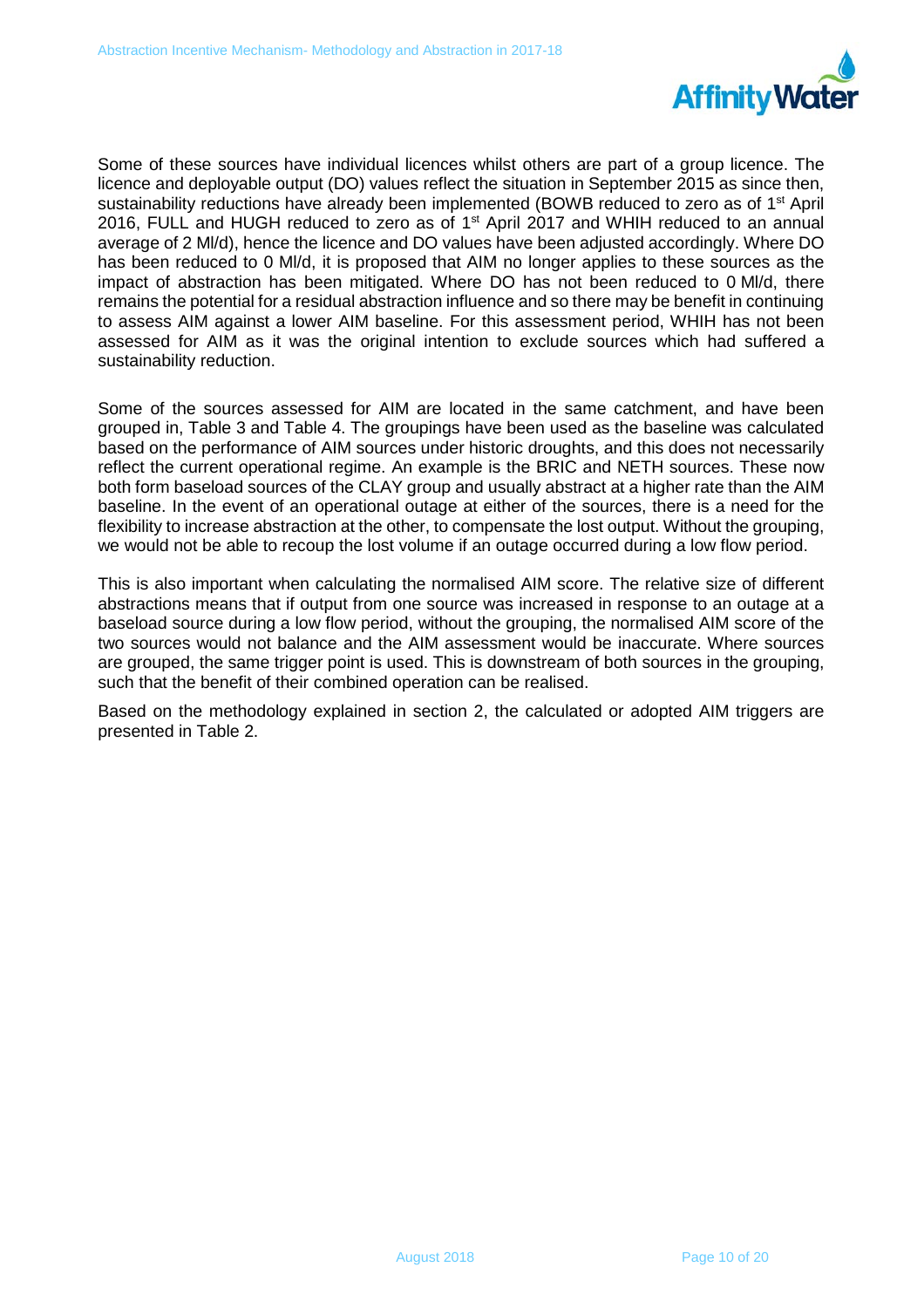Some of these sources have individual licences whilst others are part of a group licence. The licence and deployable output (DO) values reflect the situation in September 2015 as since then, sustainability reductions have already been implemented (BOWB reduced to zero as of 1st April 2016, FULL and HUGH reduced to zero as of 1st April 2017 and WHIH reduced to an annual average of 2 Ml/d), hence the licence and DO values have been adjusted accordingly. Where DO has been reduced to 0 Ml/d, it is proposed that AIM no longer applies to these sources as the impact of abstraction has been mitigated. Where DO has not been reduced to 0 Ml/d, there remains the potential for a residual abstraction influence and so there may be benefit in continuing to assess AIM against a lower AIM baseline. For this assessment period, WHIH has not been assessed for AIM as it was the original intention to exclude sources which had suffered a sustainability reduction.

Some of the sources assessed for AIM are located in the same catchment, and have been grouped in, Table 3 and Table 4. The groupings have been used as the baseline was calculated based on the performance of AIM sources under historic droughts, and this does not necessarily reflect the current operational regime. An example is the BRIC and NETH sources. These now both form baseload sources of the CLAY group and usually abstract at a higher rate than the AIM baseline. In the event of an operational outage at either of the sources, there is a need for the flexibility to increase abstraction at the other, to compensate the lost output. Without the grouping, we would not be able to recoup the lost volume if an outage occurred during a low flow period.

This is also important when calculating the normalised AIM score. The relative size of different abstractions means that if output from one source was increased in response to an outage at a baseload source during a low flow period, without the grouping, the normalised AIM score of the two sources would not balance and the AIM assessment would be inaccurate. Where sources are grouped, the same trigger point is used. This is downstream of both sources in the grouping, such that the benefit of their combined operation can be realised.

Based on the methodology explained in section 2, the calculated or adopted AIM triggers are presented in Table 2.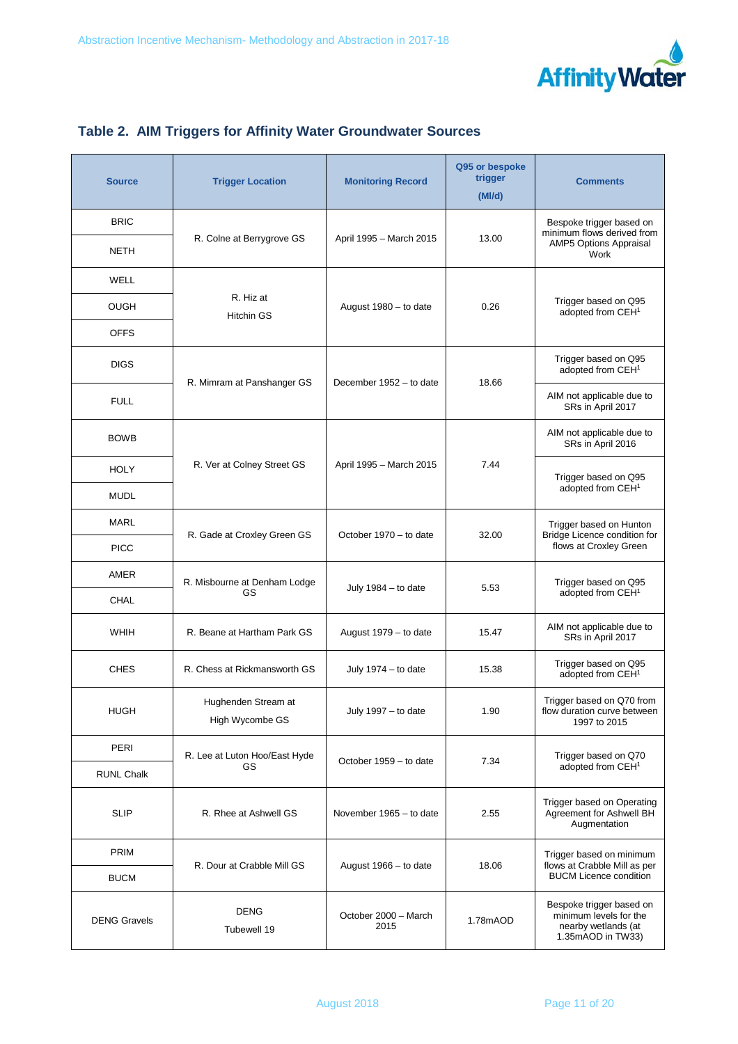## Table 2. AIM Triggers for Affinity Water Groundwater Sources

| Source | Trigger Location | Monitoring Record | Q95 or bespoke trigger (Ml/d) | Comments |
|---|---|---|---|---|
| BRIC | R. Colne at Berrygrove GS | April 1995 – March 2015 | 13.00 | Bespoke trigger based on minimum flows derived from AMP5 Options Appraisal Work |
| NETH | | | | |
| WELL | R. Hiz at Hitchin GS | August 1980 – to date | 0.26 | Trigger based on Q95 adopted from CEH[1] |
| OUGH | | | | |
| OFFS | | | | |
| DIGS | R. Mimram at Panshanger GS | December 1952 – to date | 18.66 | Trigger based on Q95 adopted from CEH[1] |
| FULL | | | | AIM not applicable due to SRs in April 2017 |
| BOWB | R. Ver at Colney Street GS | April 1995 – March 2015 | 7.44 | AIM not applicable due to SRs in April 2016 |
| HOLY | | | | Trigger based on Q95 adopted from CEH[1] |
| MUDL | | | | |
| MARL | R. Gade at Croxley Green GS | October 1970 – to date | 32.00 | Trigger based on Hunton Bridge Licence condition for flows at Croxley Green |
| PICC | | | | |
| AMER | R. Misbourne at Denham Lodge GS | July 1984 – to date | 5.53 | Trigger based on Q95 adopted from CEH[1] |
| CHAL | | | | |
| WHIH | R. Beane at Hartham Park GS | August 1979 – to date | 15.47 | AIM not applicable due to SRs in April 2017 |
| CHES | R. Chess at Rickmansworth GS | July 1974 – to date | 15.38 | Trigger based on Q95 adopted from CEH[1] |
| HUGH | Hughenden Stream at High Wycombe GS | July 1997 – to date | 1.90 | Trigger based on Q70 from flow duration curve between 1997 to 2015 |
| PERI | R. Lee at Luton Hoo/East Hyde GS | October 1959 – to date | 7.34 | Trigger based on Q70 adopted from CEH[1] |
| RUNL Chalk | | | | |
| SLIP | R. Rhee at Ashwell GS | November 1965 – to date | 2.55 | Trigger based on Operating Agreement for Ashwell BH Augmentation |
| PRIM | R. Dour at Crabble Mill GS | August 1966 – to date | 18.06 | Trigger based on minimum flows at Crabble Mill as per BUCM Licence condition |
| BUCM | | | | |
| DENG Gravels | DENG Tubewell 19 | October 2000 – March 2015 | 1.78mAOD | Bespoke trigger based on minimum levels for the nearby wetlands (at 1.35mAOD in TW33) |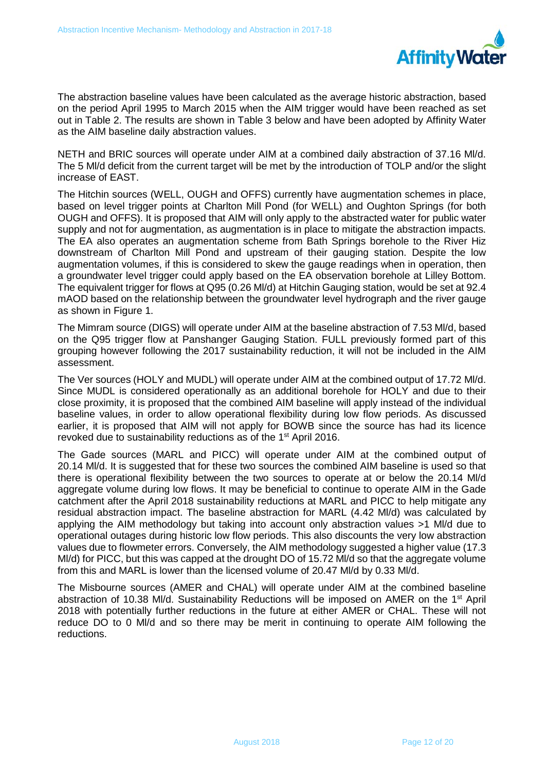The abstraction baseline values have been calculated as the average historic abstraction, based on the period April 1995 to March 2015 when the AIM trigger would have been reached as set out in Table 2. The results are shown in Table 3 below and have been adopted by Affinity Water as the AIM baseline daily abstraction values.

NETH and BRIC sources will operate under AIM at a combined daily abstraction of 37.16 Ml/d. The 5 Ml/d deficit from the current target will be met by the introduction of TOLP and/or the slight increase of EAST.

The Hitchin sources (WELL, OUGH and OFFS) currently have augmentation schemes in place, based on level trigger points at Charlton Mill Pond (for WELL) and Oughton Springs (for both OUGH and OFFS). It is proposed that AIM will only apply to the abstracted water for public water supply and not for augmentation, as augmentation is in place to mitigate the abstraction impacts. The EA also operates an augmentation scheme from Bath Springs borehole to the River Hiz downstream of Charlton Mill Pond and upstream of their gauging station. Despite the low augmentation volumes, if this is considered to skew the gauge readings when in operation, then a groundwater level trigger could apply based on the EA observation borehole at Lilley Bottom. The equivalent trigger for flows at Q95 (0.26 Ml/d) at Hitchin Gauging station, would be set at 92.4 mAOD based on the relationship between the groundwater level hydrograph and the river gauge as shown in Figure 1.

The Mimram source (DIGS) will operate under AIM at the baseline abstraction of 7.53 Ml/d, based on the Q95 trigger flow at Panshanger Gauging Station. FULL previously formed part of this grouping however following the 2017 sustainability reduction, it will not be included in the AIM assessment.

The Ver sources (HOLY and MUDL) will operate under AIM at the combined output of 17.72 Ml/d. Since MUDL is considered operationally as an additional borehole for HOLY and due to their close proximity, it is proposed that the combined AIM baseline will apply instead of the individual baseline values, in order to allow operational flexibility during low flow periods. As discussed earlier, it is proposed that AIM will not apply for BOWB since the source has had its licence revoked due to sustainability reductions as of the 1st April 2016.

The Gade sources (MARL and PICC) will operate under AIM at the combined output of 20.14 Ml/d. It is suggested that for these two sources the combined AIM baseline is used so that there is operational flexibility between the two sources to operate at or below the 20.14 Ml/d aggregate volume during low flows. It may be beneficial to continue to operate AIM in the Gade catchment after the April 2018 sustainability reductions at MARL and PICC to help mitigate any residual abstraction impact. The baseline abstraction for MARL (4.42 Ml/d) was calculated by applying the AIM methodology but taking into account only abstraction values >1 Ml/d due to operational outages during historic low flow periods. This also discounts the very low abstraction values due to flowmeter errors. Conversely, the AIM methodology suggested a higher value (17.3 Ml/d) for PICC, but this was capped at the drought DO of 15.72 Ml/d so that the aggregate volume from this and MARL is lower than the licensed volume of 20.47 Ml/d by 0.33 Ml/d.

The Misbourne sources (AMER and CHAL) will operate under AIM at the combined baseline abstraction of 10.38 Ml/d. Sustainability Reductions will be imposed on AMER on the 1st April 2018 with potentially further reductions in the future at either AMER or CHAL. These will not reduce DO to 0 Ml/d and so there may be merit in continuing to operate AIM following the reductions.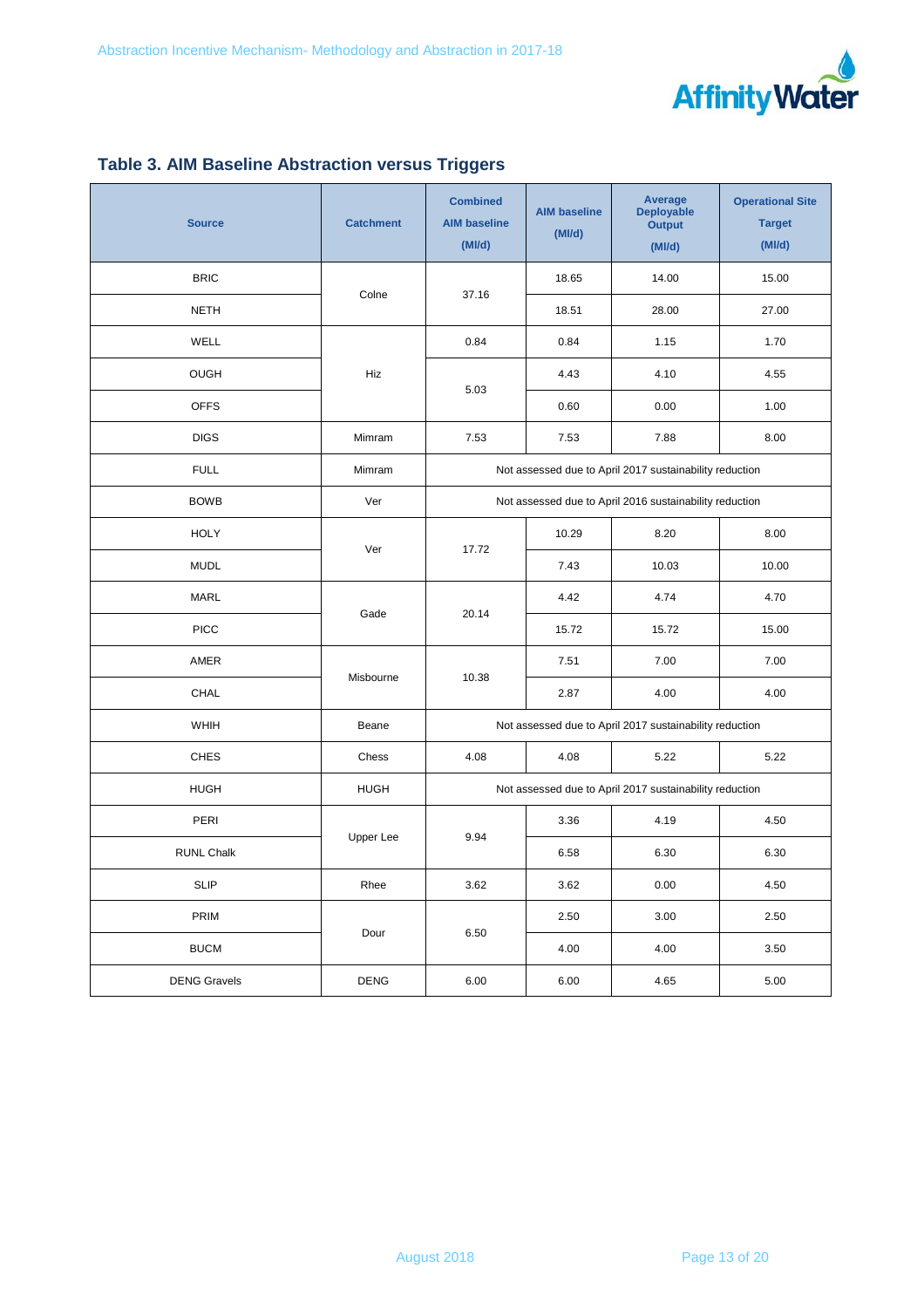## Table 3. AIM Baseline Abstraction versus Triggers

| Source | Catchment | Combined AIM baseline (Ml/d) | AIM baseline (Ml/d) | Average Deployable Output (Ml/d) | Operational Site Target (Ml/d) |
|---|---|---|---|---|---|
| BRIC | Colne | 37.16 | 18.65 | 14.00 | 15.00 |
| NETH | | | 18.51 | 28.00 | 27.00 |
| WELL | Hiz | 0.84 | 0.84 | 1.15 | 1.70 |
| OUGH | | 5.03 | 4.43 | 4.10 | 4.55 |
| OFFS | | | 0.60 | 0.00 | 1.00 |
| DIGS | Mimram | 7.53 | 7.53 | 7.88 | 8.00 |
| FULL | Mimram | Not assessed due to April 2017 sustainability reduction | | | |
| BOWB | Ver | Not assessed due to April 2016 sustainability reduction | | | |
| HOLY | Ver | 17.72 | 10.29 | 8.20 | 8.00 |
| MUDL | | | 7.43 | 10.03 | 10.00 |
| MARL | Gade | 20.14 | 4.42 | 4.74 | 4.70 |
| PICC | | | 15.72 | 15.72 | 15.00 |
| AMER | Misbourne | 10.38 | 7.51 | 7.00 | 7.00 |
| CHAL | | | 2.87 | 4.00 | 4.00 |
| WHIH | Beane | Not assessed due to April 2017 sustainability reduction | | | |
| CHES | Chess | 4.08 | 4.08 | 5.22 | 5.22 |
| HUGH | HUGH | Not assessed due to April 2017 sustainability reduction | | | |
| PERI | Upper Lee | 9.94 | 3.36 | 4.19 | 4.50 |
| RUNL Chalk | | | 6.58 | 6.30 | 6.30 |
| SLIP | Rhee | 3.62 | 3.62 | 0.00 | 4.50 |
| PRIM | Dour | 6.50 | 2.50 | 3.00 | 2.50 |
| BUCM | | | 4.00 | 4.00 | 3.50 |
| DENG Gravels | DENG | 6.00 | 6.00 | 4.65 | 5.00 |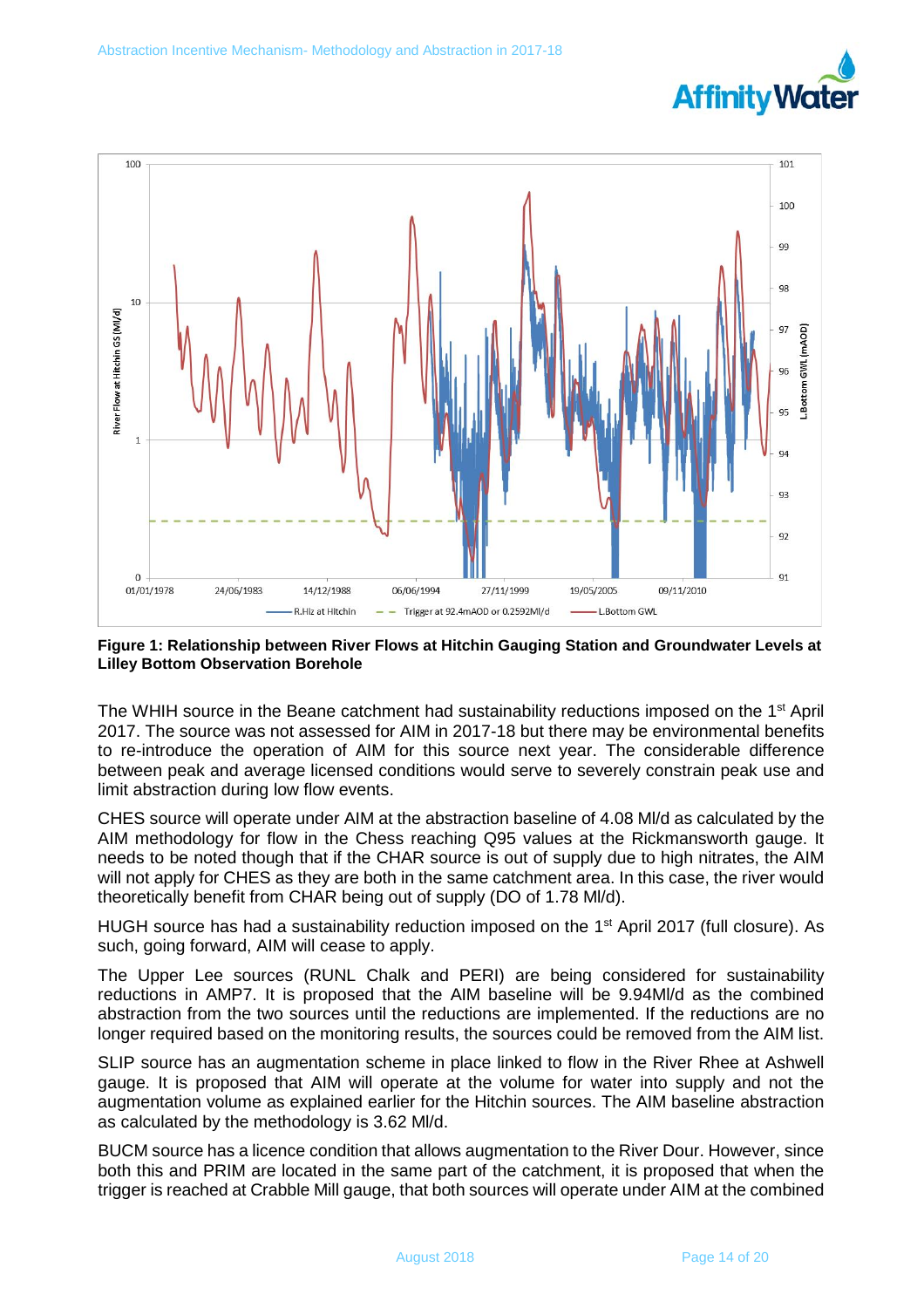**Figure 1: Relationship between River Flows at Hitchin Gauging Station and Groundwater Levels at Lilley Bottom Observation Borehole**

The WHIH source in the Beane catchment had sustainability reductions imposed on the 1st April 2017. The source was not assessed for AIM in 2017-18 but there may be environmental benefits to re-introduce the operation of AIM for this source next year. The considerable difference between peak and average licensed conditions would serve to severely constrain peak use and limit abstraction during low flow events.

CHES source will operate under AIM at the abstraction baseline of 4.08 Ml/d as calculated by the AIM methodology for flow in the Chess reaching Q95 values at the Rickmansworth gauge. It needs to be noted though that if the CHAR source is out of supply due to high nitrates, the AIM will not apply for CHES as they are both in the same catchment area. In this case, the river would theoretically benefit from CHAR being out of supply (DO of 1.78 Ml/d).

HUGH source has had a sustainability reduction imposed on the 1st April 2017 (full closure). As such, going forward, AIM will cease to apply.

The Upper Lee sources (RUNL Chalk and PERI) are being considered for sustainability reductions in AMP7. It is proposed that the AIM baseline will be 9.94Ml/d as the combined abstraction from the two sources until the reductions are implemented. If the reductions are no longer required based on the monitoring results, the sources could be removed from the AIM list.

SLIP source has an augmentation scheme in place linked to flow in the River Rhee at Ashwell gauge. It is proposed that AIM will operate at the volume for water into supply and not the augmentation volume as explained earlier for the Hitchin sources. The AIM baseline abstraction as calculated by the methodology is 3.62 Ml/d.

BUCM source has a licence condition that allows augmentation to the River Dour. However, since both this and PRIM are located in the same part of the catchment, it is proposed that when the trigger is reached at Crabble Mill gauge, that both sources will operate under AIM at the combined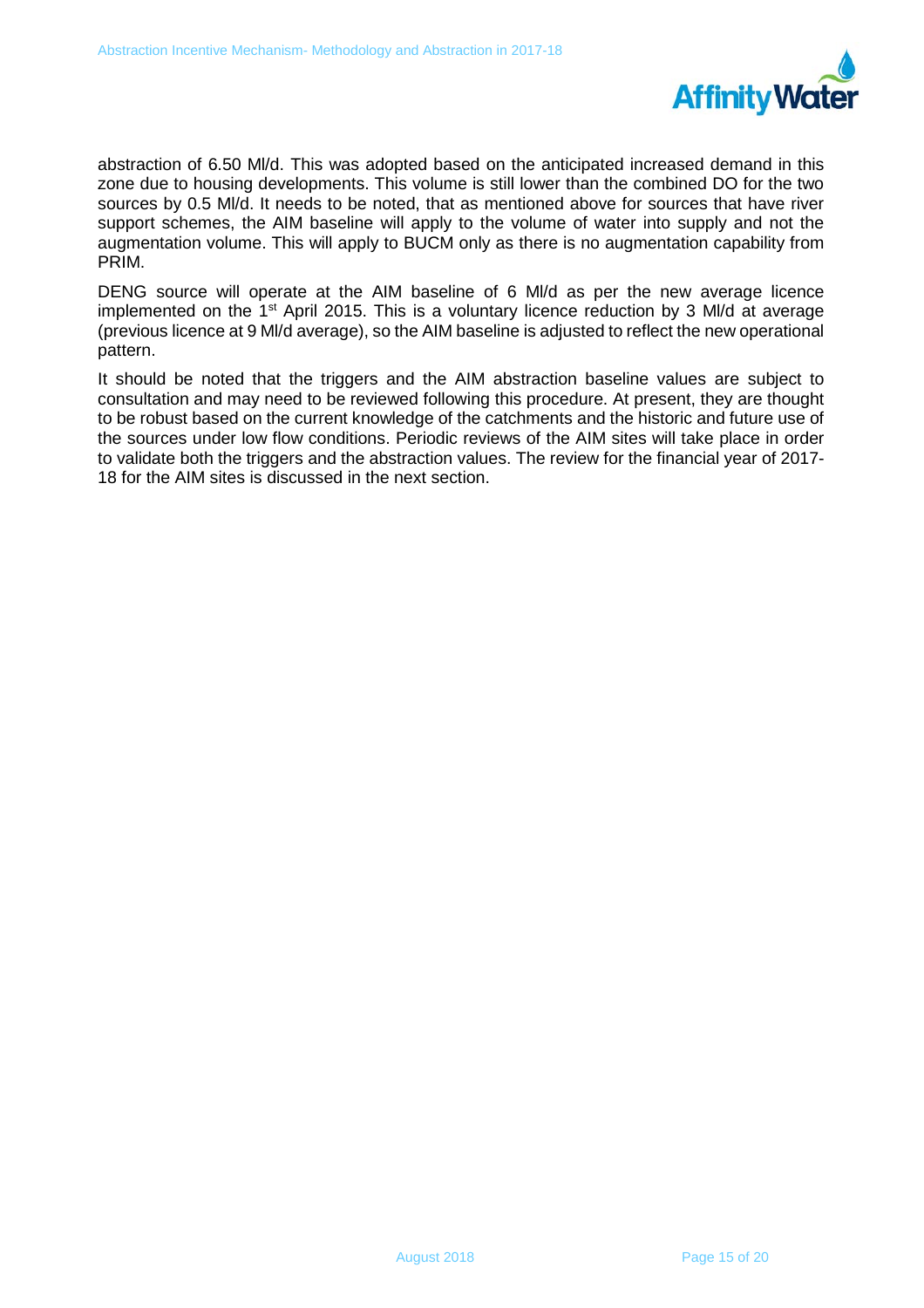abstraction of 6.50 Ml/d. This was adopted based on the anticipated increased demand in this zone due to housing developments. This volume is still lower than the combined DO for the two sources by 0.5 Ml/d. It needs to be noted, that as mentioned above for sources that have river support schemes, the AIM baseline will apply to the volume of water into supply and not the augmentation volume. This will apply to BUCM only as there is no augmentation capability from PRIM.

DENG source will operate at the AIM baseline of 6 Ml/d as per the new average licence implemented on the 1st April 2015. This is a voluntary licence reduction by 3 Ml/d at average (previous licence at 9 Ml/d average), so the AIM baseline is adjusted to reflect the new operational pattern.

It should be noted that the triggers and the AIM abstraction baseline values are subject to consultation and may need to be reviewed following this procedure. At present, they are thought to be robust based on the current knowledge of the catchments and the historic and future use of the sources under low flow conditions. Periodic reviews of the AIM sites will take place in order to validate both the triggers and the abstraction values. The review for the financial year of 2017-18 for the AIM sites is discussed in the next section.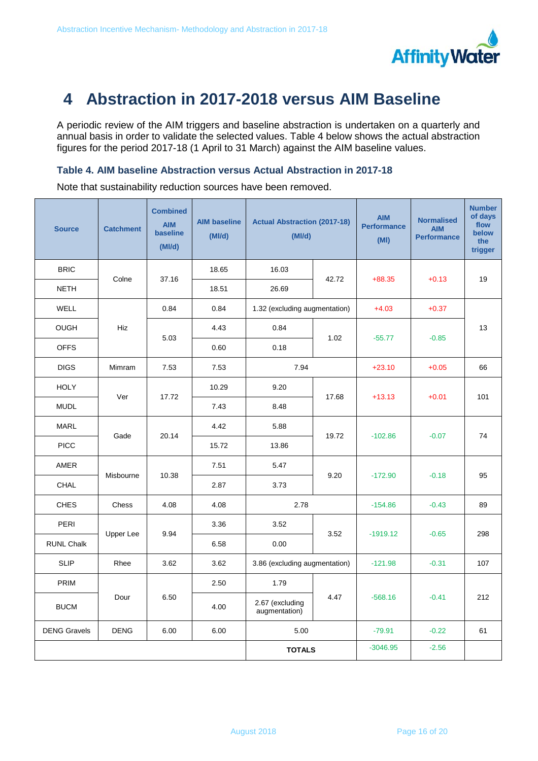# 4 Abstraction in 2017-2018 versus AIM Baseline

A periodic review of the AIM triggers and baseline abstraction is undertaken on a quarterly and annual basis in order to validate the selected values. Table 4 below shows the actual abstraction figures for the period 2017-18 (1 April to 31 March) against the AIM baseline values.

### Table 4. AIM baseline Abstraction versus Actual Abstraction in 2017-18

Note that sustainability reduction sources have been removed.

| Source | Catchment | Combined AIM baseline (Ml/d) | AIM baseline (Ml/d) | Actual Abstraction (2017-18) (Ml/d) | | AIM Performance (Ml) | Normalised AIM Performance | Number of days flow below the trigger |
|---|---|---|---|---|---|---|---|---|
| BRIC | Colne | 37.16 | 18.65 | 16.03 | 42.72 | +88.35 | +0.13 | 19 |
| NETH | | | 18.51 | 26.69 | | | | |
| WELL | Hiz | 0.84 | 0.84 | 1.32 (excluding augmentation) | | +4.03 | +0.37 | 13 |
| OUGH | | 5.03 | 4.43 | 0.84 | 1.02 | -55.77 | -0.85 | |
| OFFS | | | 0.60 | 0.18 | | | | |
| DIGS | Mimram | 7.53 | 7.53 | 7.94 | | +23.10 | +0.05 | 66 |
| HOLY | Ver | 17.72 | 10.29 | 9.20 | 17.68 | +13.13 | +0.01 | 101 |
| MUDL | | | 7.43 | 8.48 | | | | |
| MARL | Gade | 20.14 | 4.42 | 5.88 | 19.72 | -102.86 | -0.07 | 74 |
| PICC | | | 15.72 | 13.86 | | | | |
| AMER | Misbourne | 10.38 | 7.51 | 5.47 | 9.20 | -172.90 | -0.18 | 95 |
| CHAL | | | 2.87 | 3.73 | | | | |
| CHES | Chess | 4.08 | 4.08 | 2.78 | | -154.86 | -0.43 | 89 |
| PERI | Upper Lee | 9.94 | 3.36 | 3.52 | 3.52 | -1919.12 | -0.65 | 298 |
| RUNL Chalk | | | 6.58 | 0.00 | | | | |
| SLIP | Rhee | 3.62 | 3.62 | 3.86 (excluding augmentation) | | -121.98 | -0.31 | 107 |
| PRIM | Dour | 6.50 | 2.50 | 1.79 | 4.47 | -568.16 | -0.41 | 212 |
| BUCM | | | 4.00 | 2.67 (excluding augmentation) | | | | |
| DENG Gravels | DENG | 6.00 | 6.00 | 5.00 | | -79.91 | -0.22 | 61 |
| | | | | **TOTALS** | | -3046.95 | -2.56 | |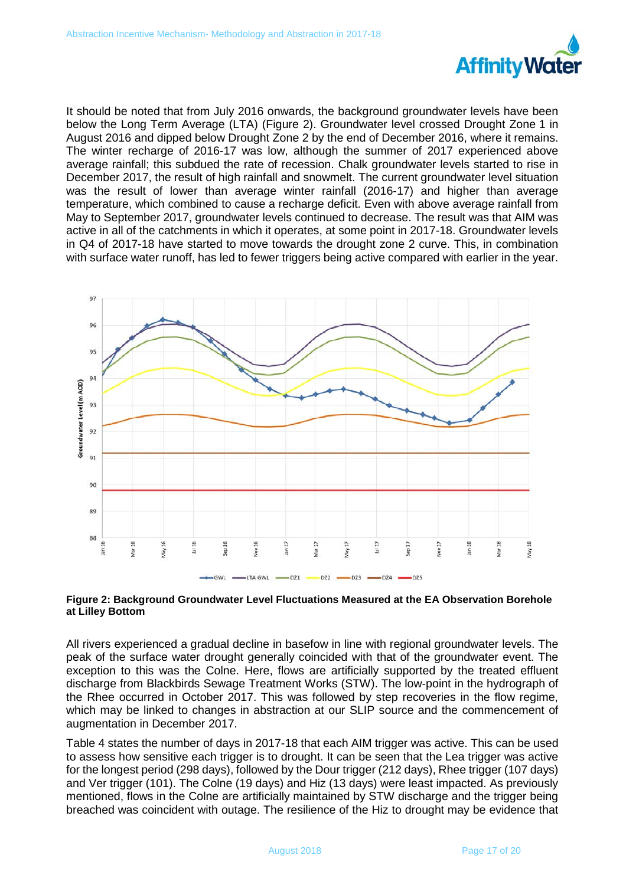It should be noted that from July 2016 onwards, the background groundwater levels have been below the Long Term Average (LTA) (Figure 2). Groundwater level crossed Drought Zone 1 in August 2016 and dipped below Drought Zone 2 by the end of December 2016, where it remains. The winter recharge of 2016-17 was low, although the summer of 2017 experienced above average rainfall; this subdued the rate of recession. Chalk groundwater levels started to rise in December 2017, the result of high rainfall and snowmelt. The current groundwater level situation was the result of lower than average winter rainfall (2016-17) and higher than average temperature, which combined to cause a recharge deficit. Even with above average rainfall from May to September 2017, groundwater levels continued to decrease. The result was that AIM was active in all of the catchments in which it operates, at some point in 2017-18. Groundwater levels in Q4 of 2017-18 have started to move towards the drought zone 2 curve. This, in combination with surface water runoff, has led to fewer triggers being active compared with earlier in the year.

**Figure 2: Background Groundwater Level Fluctuations Measured at the EA Observation Borehole at Lilley Bottom**

All rivers experienced a gradual decline in basefow in line with regional groundwater levels. The peak of the surface water drought generally coincided with that of the groundwater event. The exception to this was the Colne. Here, flows are artificially supported by the treated effluent discharge from Blackbirds Sewage Treatment Works (STW). The low-point in the hydrograph of the Rhee occurred in October 2017. This was followed by step recoveries in the flow regime, which may be linked to changes in abstraction at our SLIP source and the commencement of augmentation in December 2017.

Table 4 states the number of days in 2017-18 that each AIM trigger was active. This can be used to assess how sensitive each trigger is to drought. It can be seen that the Lea trigger was active for the longest period (298 days), followed by the Dour trigger (212 days), Rhee trigger (107 days) and Ver trigger (101). The Colne (19 days) and Hiz (13 days) were least impacted. As previously mentioned, flows in the Colne are artificially maintained by STW discharge and the trigger being breached was coincident with outage. The resilience of the Hiz to drought may be evidence that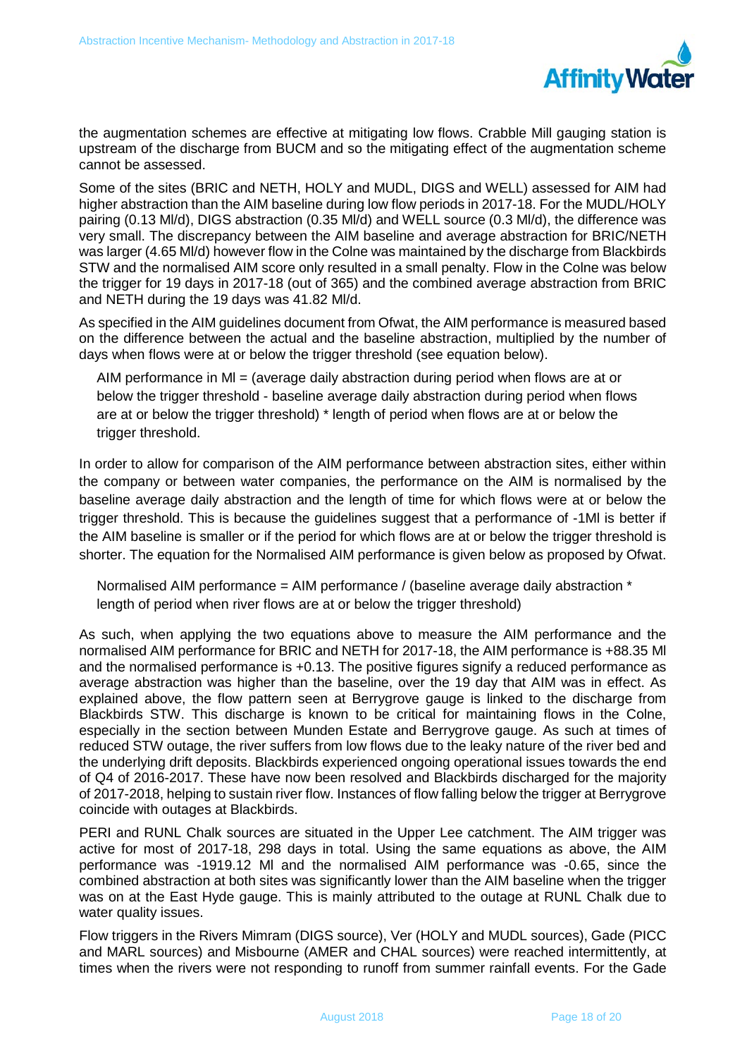the augmentation schemes are effective at mitigating low flows. Crabble Mill gauging station is upstream of the discharge from BUCM and so the mitigating effect of the augmentation scheme cannot be assessed.

Some of the sites (BRIC and NETH, HOLY and MUDL, DIGS and WELL) assessed for AIM had higher abstraction than the AIM baseline during low flow periods in 2017-18. For the MUDL/HOLY pairing (0.13 Ml/d), DIGS abstraction (0.35 Ml/d) and WELL source (0.3 Ml/d), the difference was very small. The discrepancy between the AIM baseline and average abstraction for BRIC/NETH was larger (4.65 Ml/d) however flow in the Colne was maintained by the discharge from Blackbirds STW and the normalised AIM score only resulted in a small penalty. Flow in the Colne was below the trigger for 19 days in 2017-18 (out of 365) and the combined average abstraction from BRIC and NETH during the 19 days was 41.82 Ml/d.

As specified in the AIM guidelines document from Ofwat, the AIM performance is measured based on the difference between the actual and the baseline abstraction, multiplied by the number of days when flows were at or below the trigger threshold (see equation below).

> AIM performance in Ml = (average daily abstraction during period when flows are at or below the trigger threshold - baseline average daily abstraction during period when flows are at or below the trigger threshold) * length of period when flows are at or below the trigger threshold.

In order to allow for comparison of the AIM performance between abstraction sites, either within the company or between water companies, the performance on the AIM is normalised by the baseline average daily abstraction and the length of time for which flows were at or below the trigger threshold. This is because the guidelines suggest that a performance of -1Ml is better if the AIM baseline is smaller or if the period for which flows are at or below the trigger threshold is shorter. The equation for the Normalised AIM performance is given below as proposed by Ofwat.

> Normalised AIM performance = AIM performance / (baseline average daily abstraction * length of period when river flows are at or below the trigger threshold)

As such, when applying the two equations above to measure the AIM performance and the normalised AIM performance for BRIC and NETH for 2017-18, the AIM performance is +88.35 Ml and the normalised performance is +0.13. The positive figures signify a reduced performance as average abstraction was higher than the baseline, over the 19 day that AIM was in effect. As explained above, the flow pattern seen at Berrygrove gauge is linked to the discharge from Blackbirds STW. This discharge is known to be critical for maintaining flows in the Colne, especially in the section between Munden Estate and Berrygrove gauge. As such at times of reduced STW outage, the river suffers from low flows due to the leaky nature of the river bed and the underlying drift deposits. Blackbirds experienced ongoing operational issues towards the end of Q4 of 2016-2017. These have now been resolved and Blackbirds discharged for the majority of 2017-2018, helping to sustain river flow. Instances of flow falling below the trigger at Berrygrove coincide with outages at Blackbirds.

PERI and RUNL Chalk sources are situated in the Upper Lee catchment. The AIM trigger was active for most of 2017-18, 298 days in total. Using the same equations as above, the AIM performance was -1919.12 Ml and the normalised AIM performance was -0.65, since the combined abstraction at both sites was significantly lower than the AIM baseline when the trigger was on at the East Hyde gauge. This is mainly attributed to the outage at RUNL Chalk due to water quality issues.

Flow triggers in the Rivers Mimram (DIGS source), Ver (HOLY and MUDL sources), Gade (PICC and MARL sources) and Misbourne (AMER and CHAL sources) were reached intermittently, at times when the rivers were not responding to runoff from summer rainfall events. For the Gade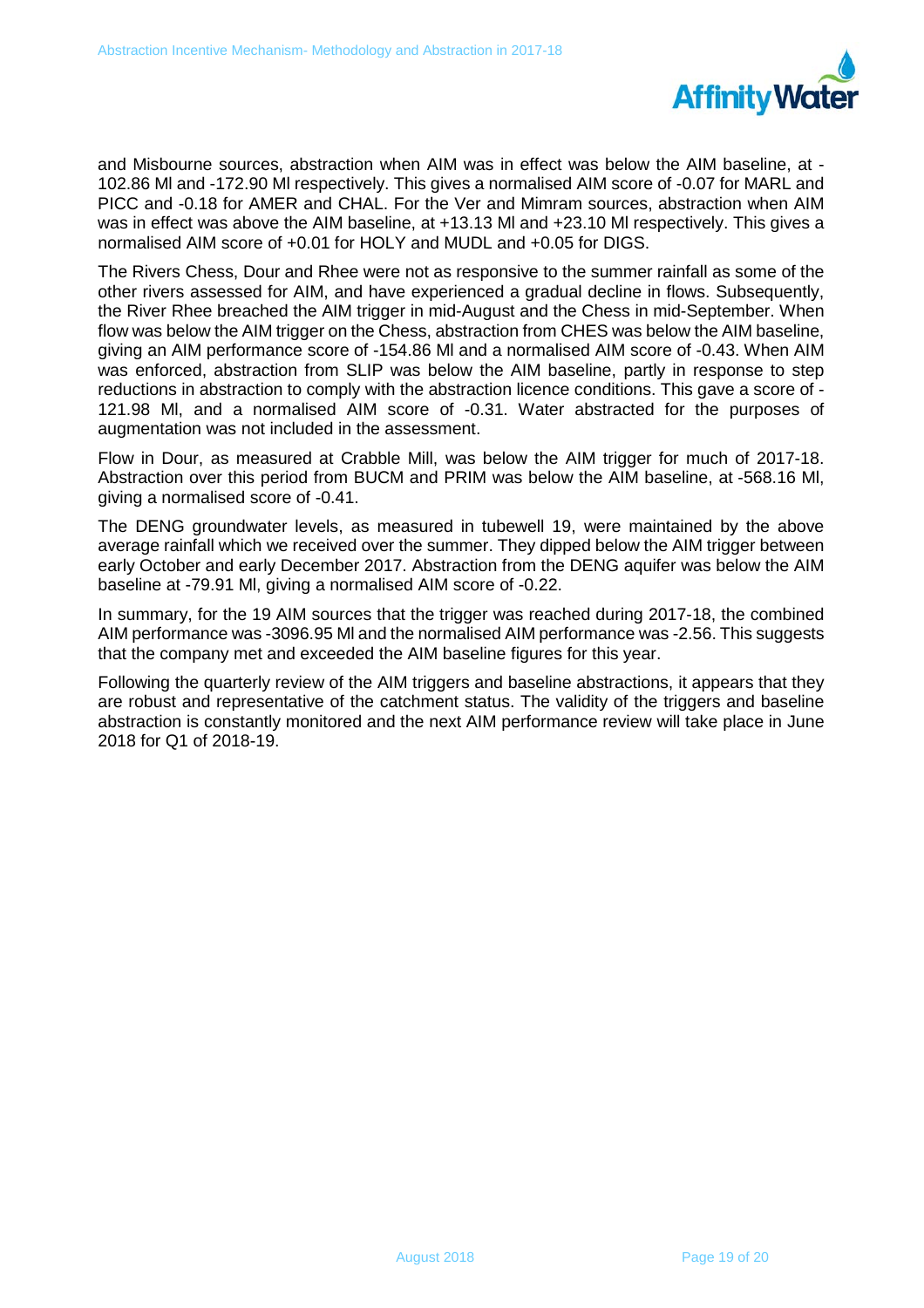and Misbourne sources, abstraction when AIM was in effect was below the AIM baseline, at -102.86 Ml and -172.90 Ml respectively. This gives a normalised AIM score of -0.07 for MARL and PICC and -0.18 for AMER and CHAL. For the Ver and Mimram sources, abstraction when AIM was in effect was above the AIM baseline, at +13.13 Ml and +23.10 Ml respectively. This gives a normalised AIM score of +0.01 for HOLY and MUDL and +0.05 for DIGS.

The Rivers Chess, Dour and Rhee were not as responsive to the summer rainfall as some of the other rivers assessed for AIM, and have experienced a gradual decline in flows. Subsequently, the River Rhee breached the AIM trigger in mid-August and the Chess in mid-September. When flow was below the AIM trigger on the Chess, abstraction from CHES was below the AIM baseline, giving an AIM performance score of -154.86 Ml and a normalised AIM score of -0.43. When AIM was enforced, abstraction from SLIP was below the AIM baseline, partly in response to step reductions in abstraction to comply with the abstraction licence conditions. This gave a score of -121.98 Ml, and a normalised AIM score of -0.31. Water abstracted for the purposes of augmentation was not included in the assessment.

Flow in Dour, as measured at Crabble Mill, was below the AIM trigger for much of 2017-18. Abstraction over this period from BUCM and PRIM was below the AIM baseline, at -568.16 Ml, giving a normalised score of -0.41.

The DENG groundwater levels, as measured in tubewell 19, were maintained by the above average rainfall which we received over the summer. They dipped below the AIM trigger between early October and early December 2017. Abstraction from the DENG aquifer was below the AIM baseline at -79.91 Ml, giving a normalised AIM score of -0.22.

In summary, for the 19 AIM sources that the trigger was reached during 2017-18, the combined AIM performance was -3096.95 Ml and the normalised AIM performance was -2.56. This suggests that the company met and exceeded the AIM baseline figures for this year.

Following the quarterly review of the AIM triggers and baseline abstractions, it appears that they are robust and representative of the catchment status. The validity of the triggers and baseline abstraction is constantly monitored and the next AIM performance review will take place in June 2018 for Q1 of 2018-19.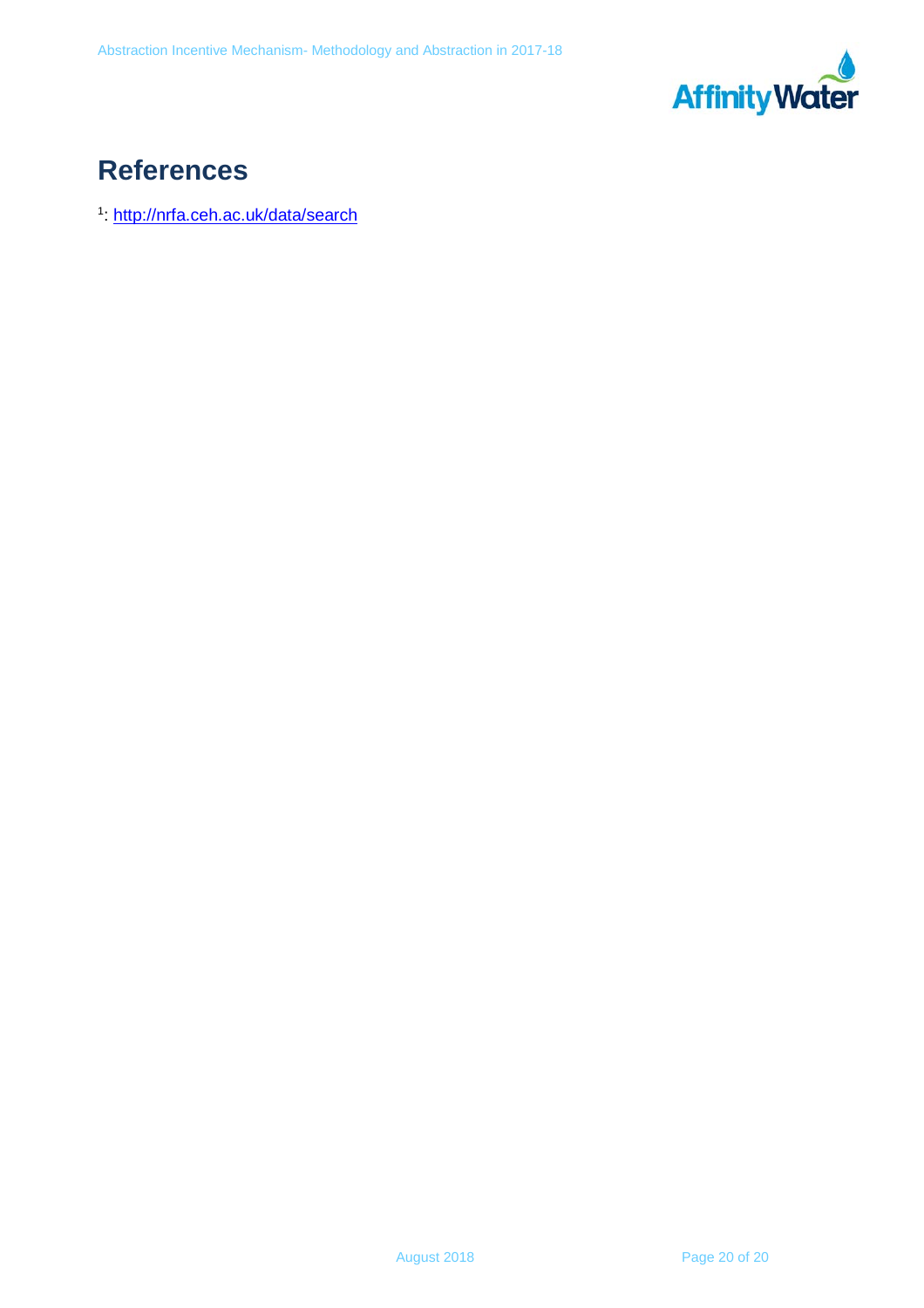# References

[1]: http://nrfa.ceh.ac.uk/data/search